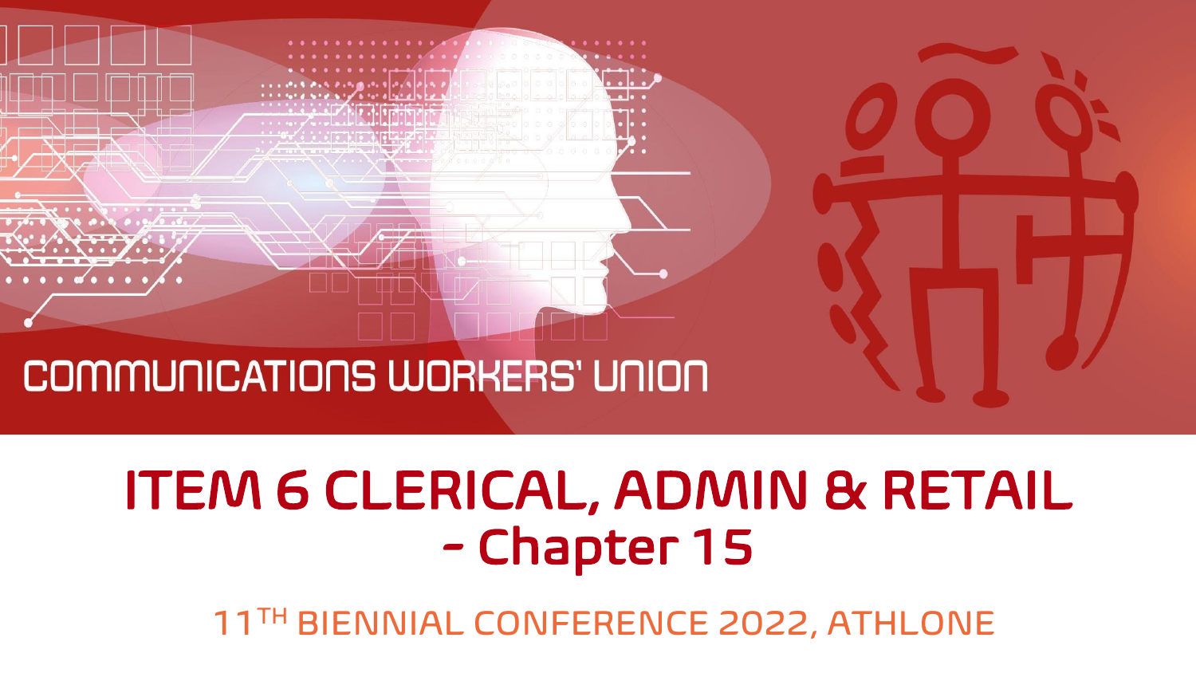COMMUNICATIONS WORKERS' UNION

# ITEM 6 CLERICAL, ADMIN & RETAIL – Chapter 15

11TH BIENNIAL CONFERENCE 2022, ATHLONE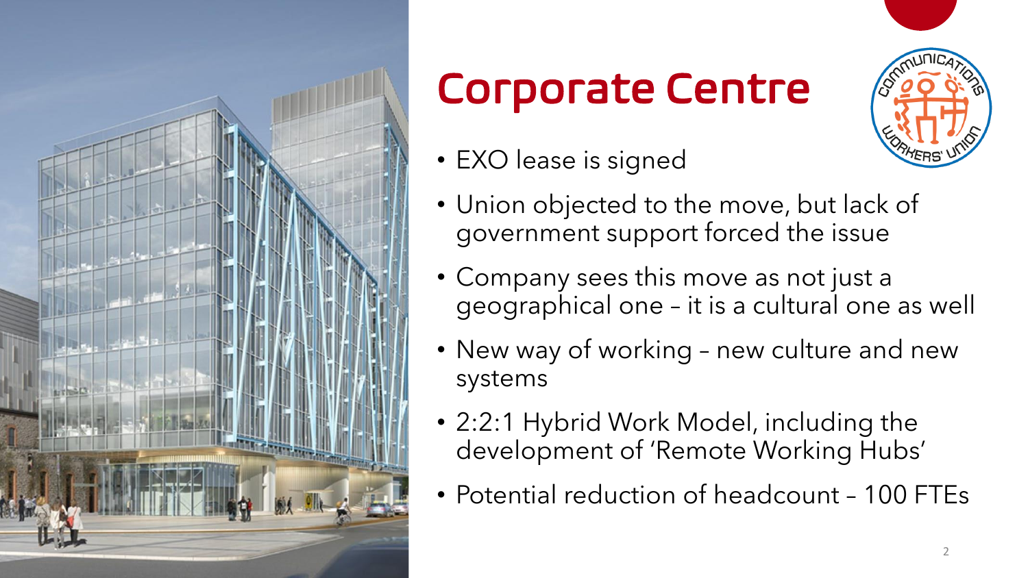# Corporate Centre

- EXO lease is signed
- Union objected to the move, but lack of government support forced the issue
- Company sees this move as not just a geographical one – it is a cultural one as well
- New way of working – new culture and new systems
- 2:2:1 Hybrid Work Model, including the development of 'Remote Working Hubs'
- Potential reduction of headcount – 100 FTEs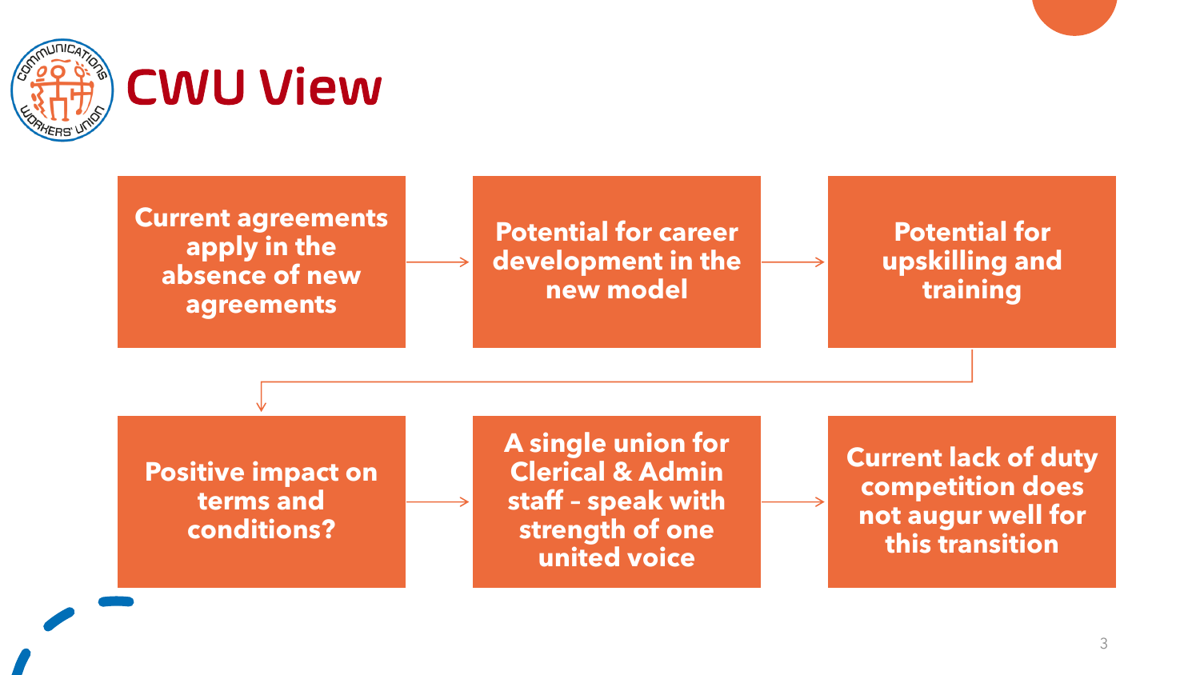# CWU View

- Current agreements apply in the absence of new agreements
- Potential for career development in the new model
- Potential for upskilling and training
- Positive impact on terms and conditions?
- A single union for Clerical & Admin staff – speak with strength of one united voice
- Current lack of duty competition does not augur well for this transition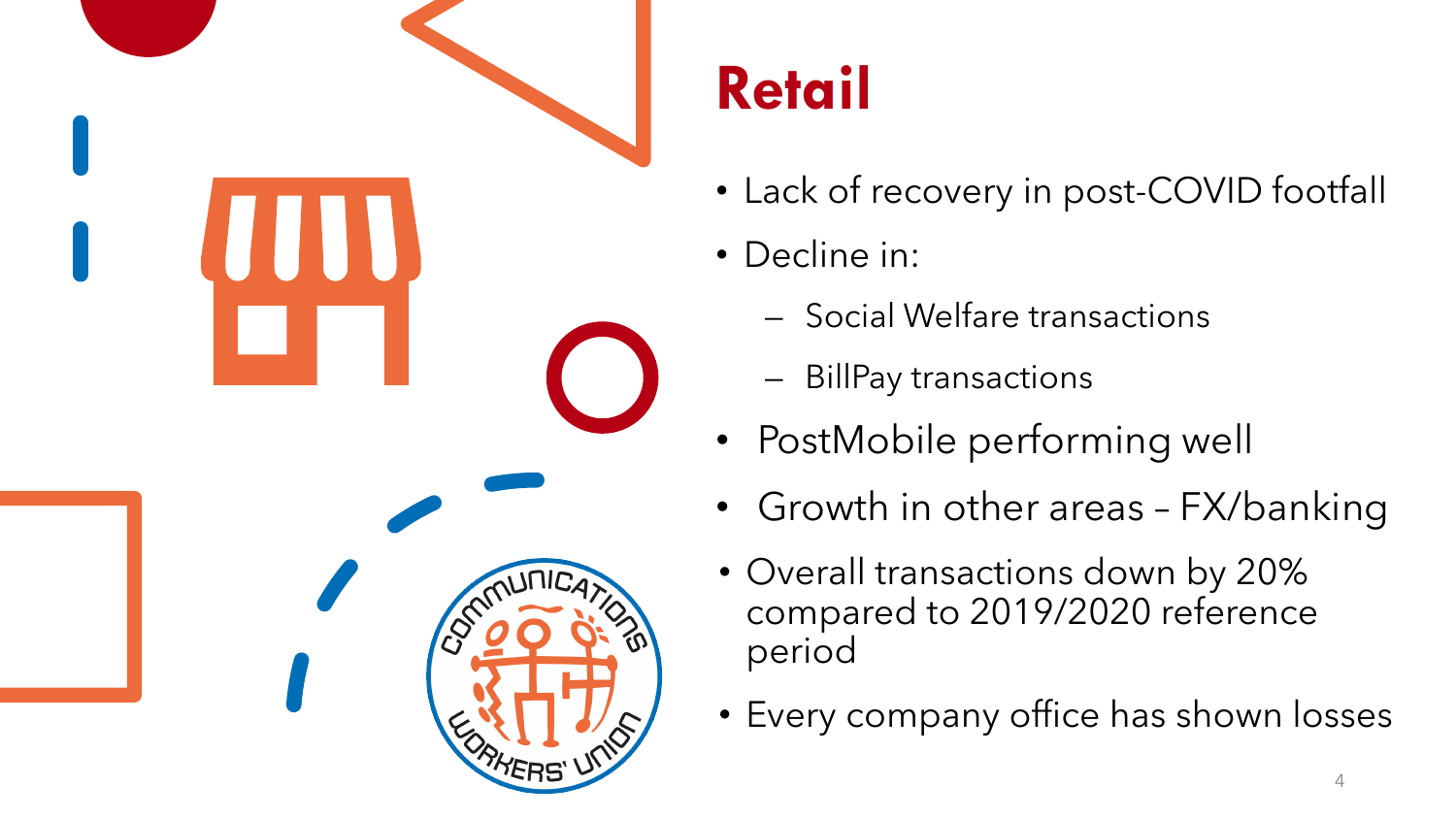# Retail

- Lack of recovery in post-COVID footfall
- Decline in:
  - Social Welfare transactions
  - BillPay transactions
- PostMobile performing well
- Growth in other areas – FX/banking
- Overall transactions down by 20% compared to 2019/2020 reference period
- Every company office has shown losses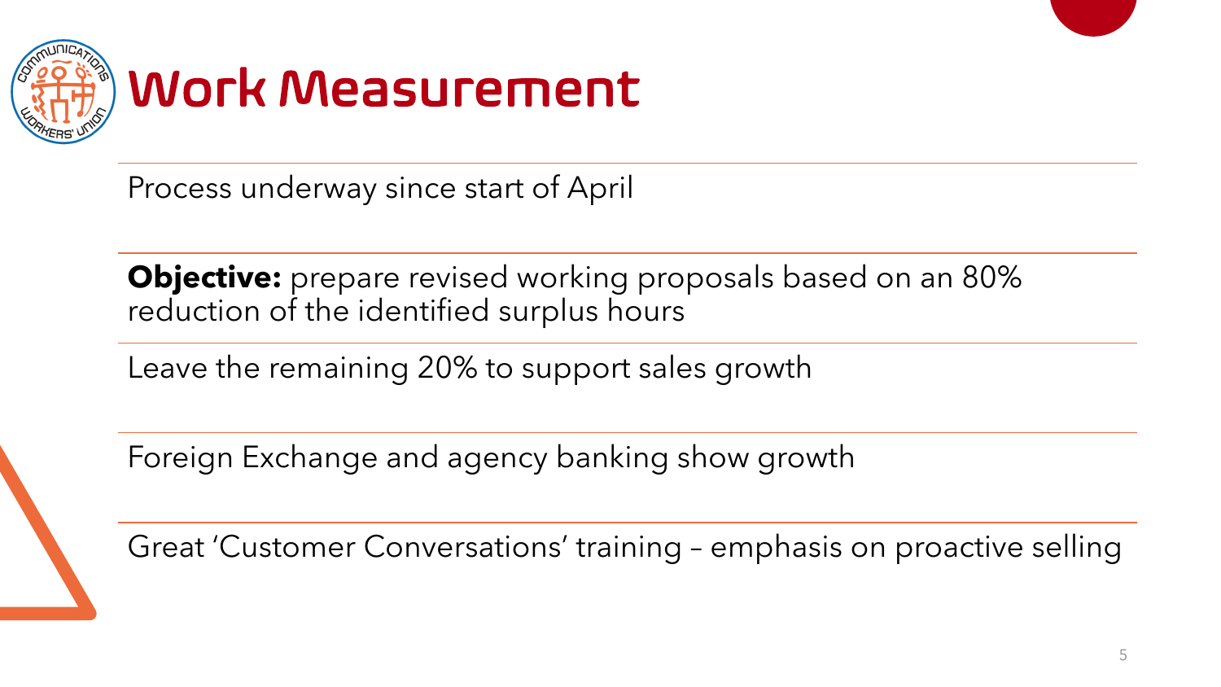# Work Measurement

Process underway since start of April

**Objective:** prepare revised working proposals based on an 80% reduction of the identified surplus hours

Leave the remaining 20% to support sales growth

Foreign Exchange and agency banking show growth

Great 'Customer Conversations' training – emphasis on proactive selling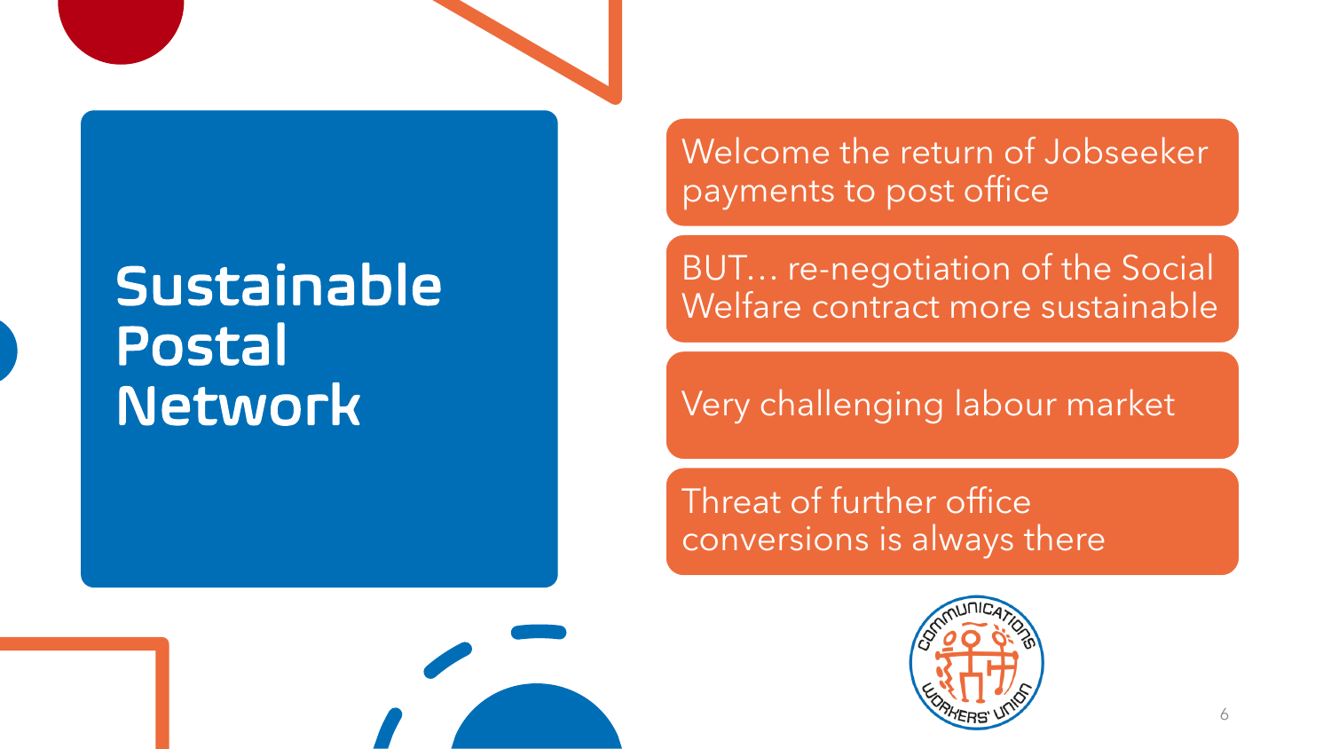# Sustainable Postal Network

- Welcome the return of Jobseeker payments to post office
- BUT… re-negotiation of the Social Welfare contract more sustainable
- Very challenging labour market
- Threat of further office conversions is always there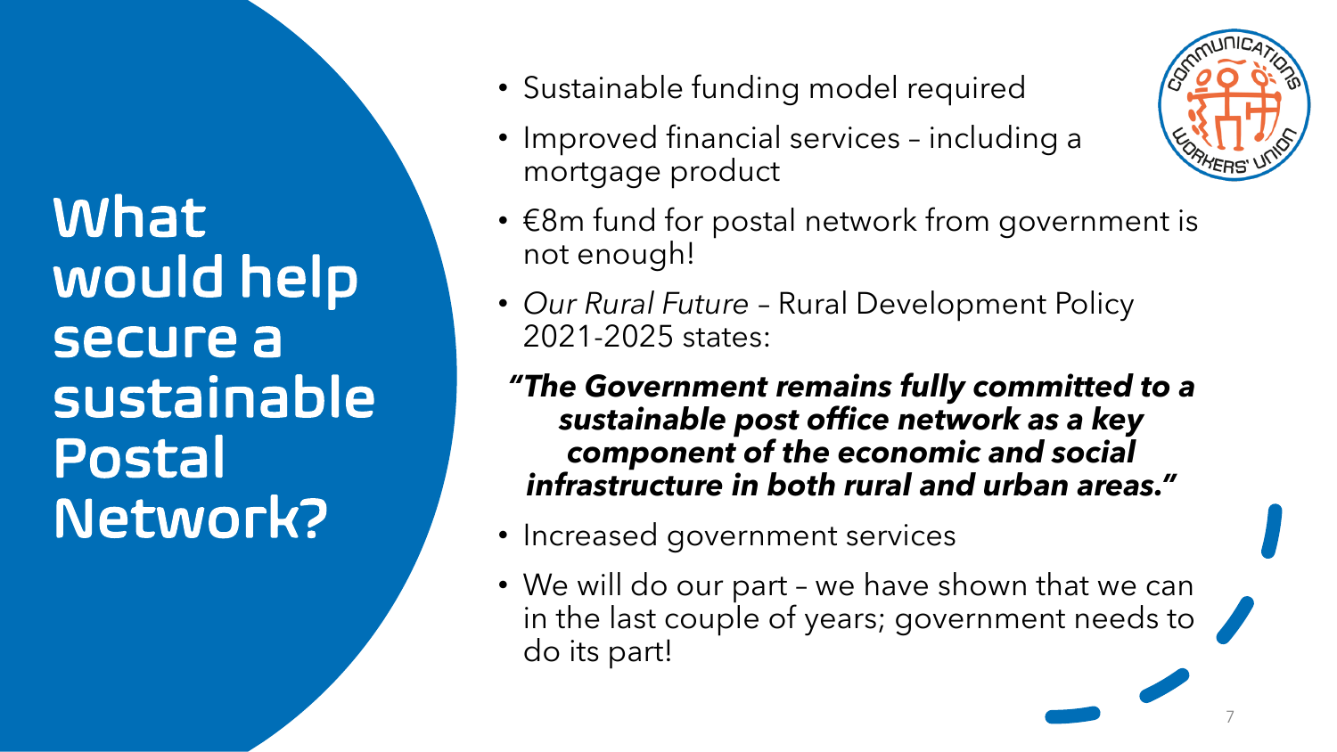# What would help secure a sustainable Postal Network?

- Sustainable funding model required
- Improved financial services – including a mortgage product
- €8m fund for postal network from government is not enough!
- *Our Rural Future* – Rural Development Policy 2021-2025 states:

***"The Government remains fully committed to a sustainable post office network as a key component of the economic and social infrastructure in both rural and urban areas."***

- Increased government services
- We will do our part – we have shown that we can in the last couple of years; government needs to do its part!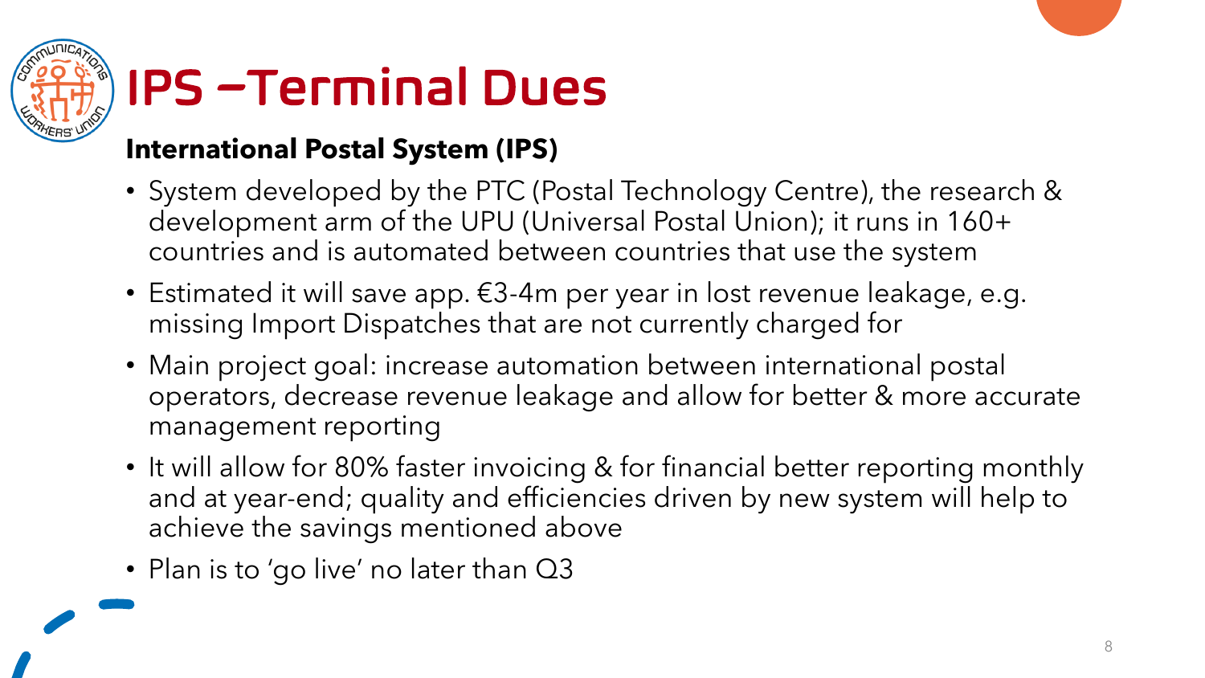# IPS –Terminal Dues

**International Postal System (IPS)**

- System developed by the PTC (Postal Technology Centre), the research & development arm of the UPU (Universal Postal Union); it runs in 160+ countries and is automated between countries that use the system
- Estimated it will save app. €3-4m per year in lost revenue leakage, e.g. missing Import Dispatches that are not currently charged for
- Main project goal: increase automation between international postal operators, decrease revenue leakage and allow for better & more accurate management reporting
- It will allow for 80% faster invoicing & for financial better reporting monthly and at year-end; quality and efficiencies driven by new system will help to achieve the savings mentioned above
- Plan is to 'go live' no later than Q3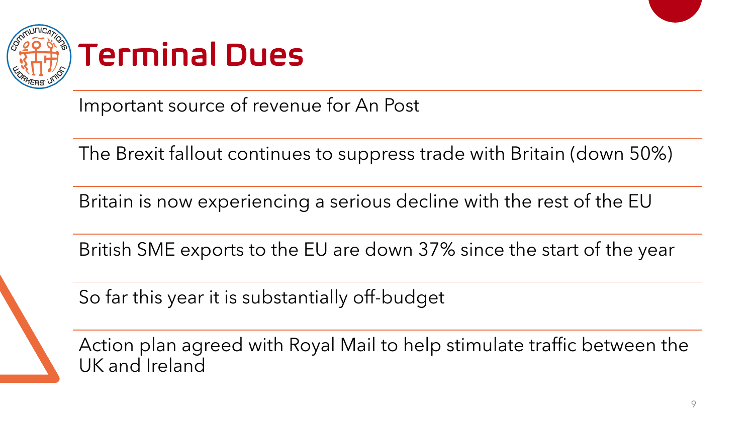# Terminal Dues

Important source of revenue for An Post

The Brexit fallout continues to suppress trade with Britain (down 50%)

Britain is now experiencing a serious decline with the rest of the EU

British SME exports to the EU are down 37% since the start of the year

So far this year it is substantially off-budget

Action plan agreed with Royal Mail to help stimulate traffic between the UK and Ireland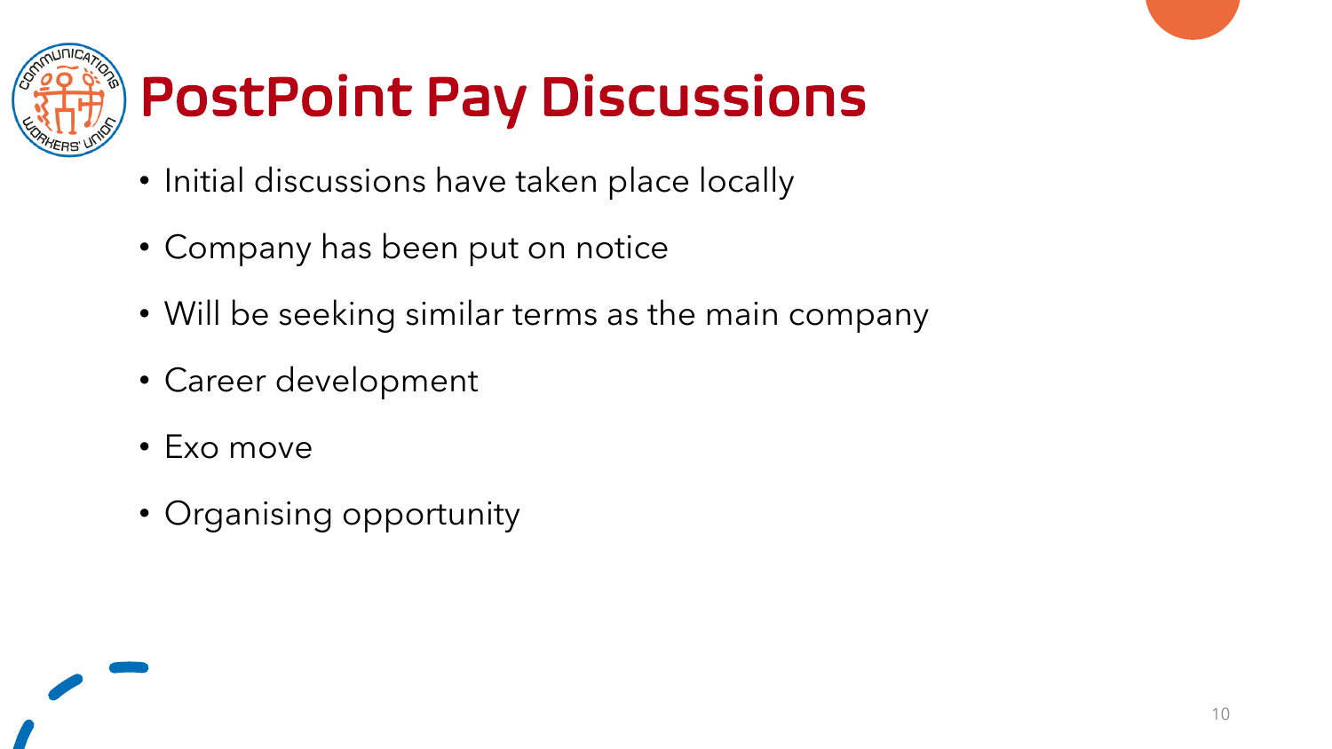# PostPoint Pay Discussions

- Initial discussions have taken place locally
- Company has been put on notice
- Will be seeking similar terms as the main company
- Career development
- Exo move
- Organising opportunity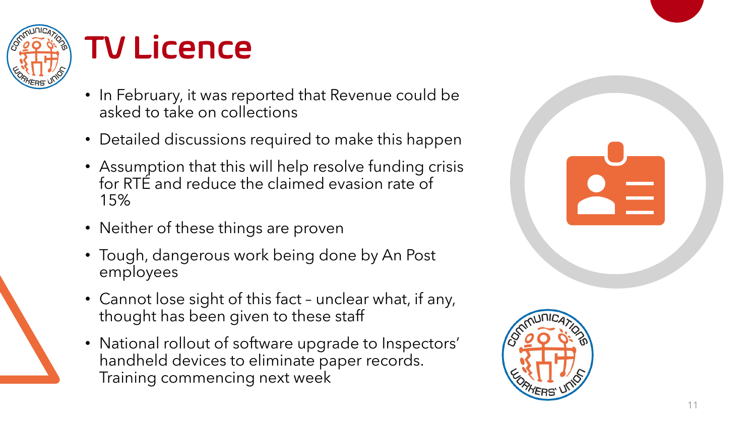# TV Licence

- In February, it was reported that Revenue could be asked to take on collections
- Detailed discussions required to make this happen
- Assumption that this will help resolve funding crisis for RTÉ and reduce the claimed evasion rate of 15%
- Neither of these things are proven
- Tough, dangerous work being done by An Post employees
- Cannot lose sight of this fact – unclear what, if any, thought has been given to these staff
- National rollout of software upgrade to Inspectors' handheld devices to eliminate paper records. Training commencing next week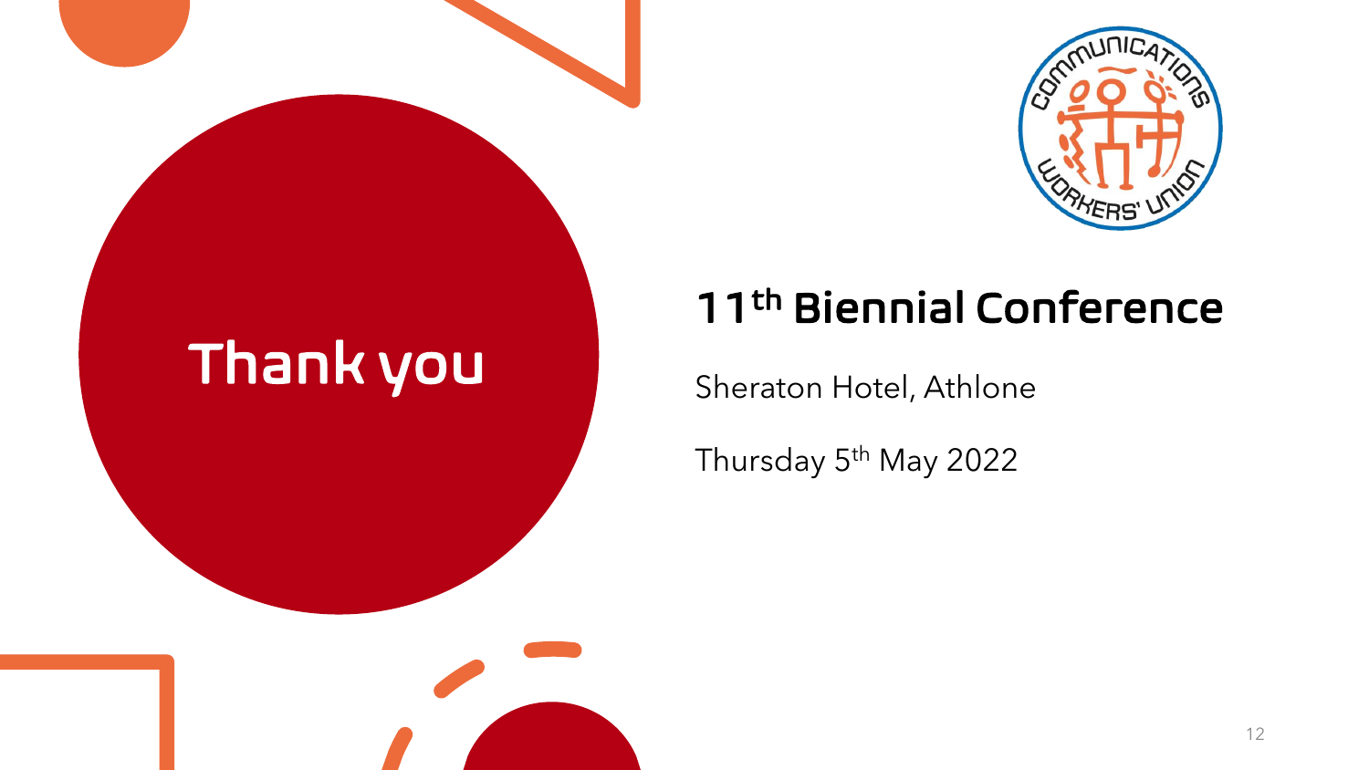# Thank you

## 11th Biennial Conference

Sheraton Hotel, Athlone

Thursday 5th May 2022